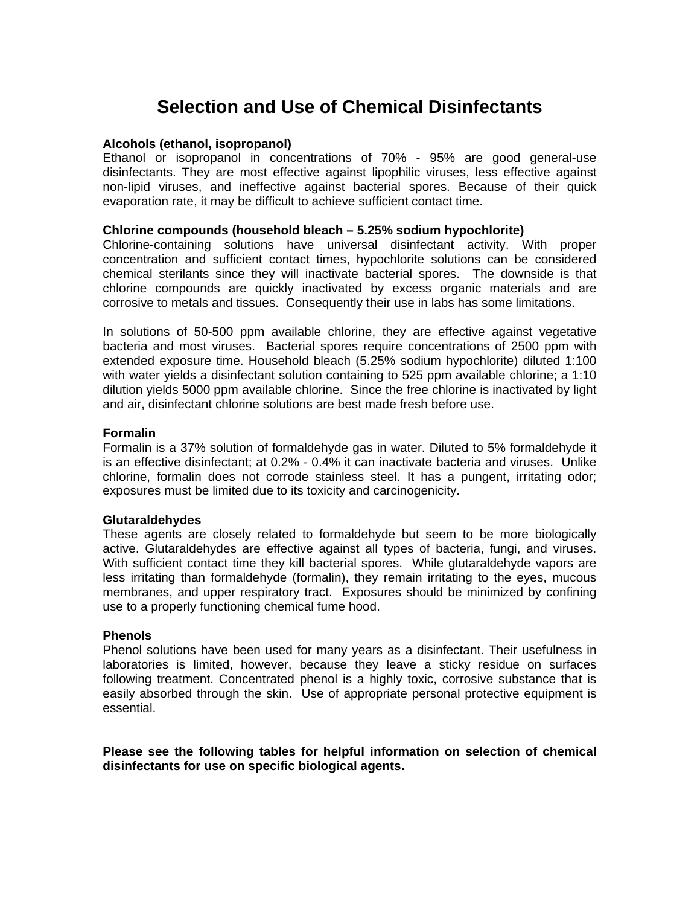# Selection and Use of Chemical Disinfectants

**Alcohols (ethanol, isopropanol)**

Ethanol or isopropanol in concentrations of 70% - 95% are good general-use disinfectants. They are most effective against lipophilic viruses, less effective against non-lipid viruses, and ineffective against bacterial spores. Because of their quick evaporation rate, it may be difficult to achieve sufficient contact time.

**Chlorine compounds (household bleach – 5.25% sodium hypochlorite)**

Chlorine-containing solutions have universal disinfectant activity. With proper concentration and sufficient contact times, hypochlorite solutions can be considered chemical sterilants since they will inactivate bacterial spores. The downside is that chlorine compounds are quickly inactivated by excess organic materials and are corrosive to metals and tissues. Consequently their use in labs has some limitations.

In solutions of 50-500 ppm available chlorine, they are effective against vegetative bacteria and most viruses. Bacterial spores require concentrations of 2500 ppm with extended exposure time. Household bleach (5.25% sodium hypochlorite) diluted 1:100 with water yields a disinfectant solution containing to 525 ppm available chlorine; a 1:10 dilution yields 5000 ppm available chlorine. Since the free chlorine is inactivated by light and air, disinfectant chlorine solutions are best made fresh before use.

**Formalin**

Formalin is a 37% solution of formaldehyde gas in water. Diluted to 5% formaldehyde it is an effective disinfectant; at 0.2% - 0.4% it can inactivate bacteria and viruses. Unlike chlorine, formalin does not corrode stainless steel. It has a pungent, irritating odor; exposures must be limited due to its toxicity and carcinogenicity.

**Glutaraldehydes**

These agents are closely related to formaldehyde but seem to be more biologically active. Glutaraldehydes are effective against all types of bacteria, fungi, and viruses. With sufficient contact time they kill bacterial spores. While glutaraldehyde vapors are less irritating than formaldehyde (formalin), they remain irritating to the eyes, mucous membranes, and upper respiratory tract. Exposures should be minimized by confining use to a properly functioning chemical fume hood.

**Phenols**

Phenol solutions have been used for many years as a disinfectant. Their usefulness in laboratories is limited, however, because they leave a sticky residue on surfaces following treatment. Concentrated phenol is a highly toxic, corrosive substance that is easily absorbed through the skin. Use of appropriate personal protective equipment is essential.

**Please see the following tables for helpful information on selection of chemical disinfectants for use on specific biological agents.**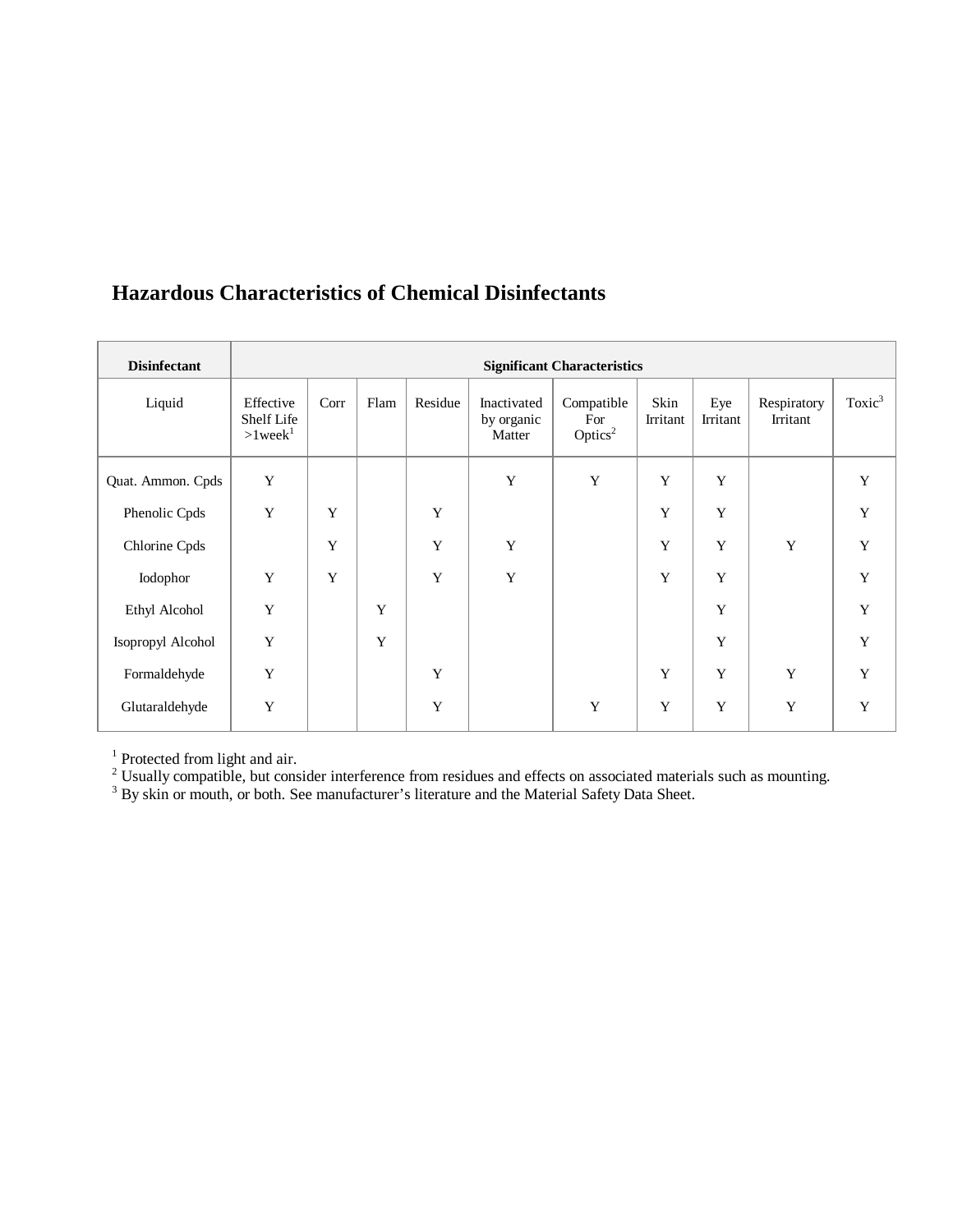## Hazardous Characteristics of Chemical Disinfectants

| Disinfectant | Significant Characteristics | | | | | | | | | |
|---|---|---|---|---|---|---|---|---|---|---|
| Liquid | Effective Shelf Life >1week[1] | Corr | Flam | Residue | Inactivated by organic Matter | Compatible For Optics[2] | Skin Irritant | Eye Irritant | Respiratory Irritant | Toxic[3] |
| Quat. Ammon. Cpds | Y | | | | Y | Y | Y | Y | | Y |
| Phenolic Cpds | Y | Y | | Y | | | Y | Y | | Y |
| Chlorine Cpds | | Y | | Y | Y | | Y | Y | Y | Y |
| Iodophor | Y | Y | | Y | Y | | Y | Y | | Y |
| Ethyl Alcohol | Y | | Y | | | | | Y | | Y |
| Isopropyl Alcohol | Y | | Y | | | | | Y | | Y |
| Formaldehyde | Y | | | Y | | | Y | Y | Y | Y |
| Glutaraldehyde | Y | | | Y | | Y | Y | Y | Y | Y |

[1] Protected from light and air.
[2] Usually compatible, but consider interference from residues and effects on associated materials such as mounting.
[3] By skin or mouth, or both. See manufacturer's literature and the Material Safety Data Sheet.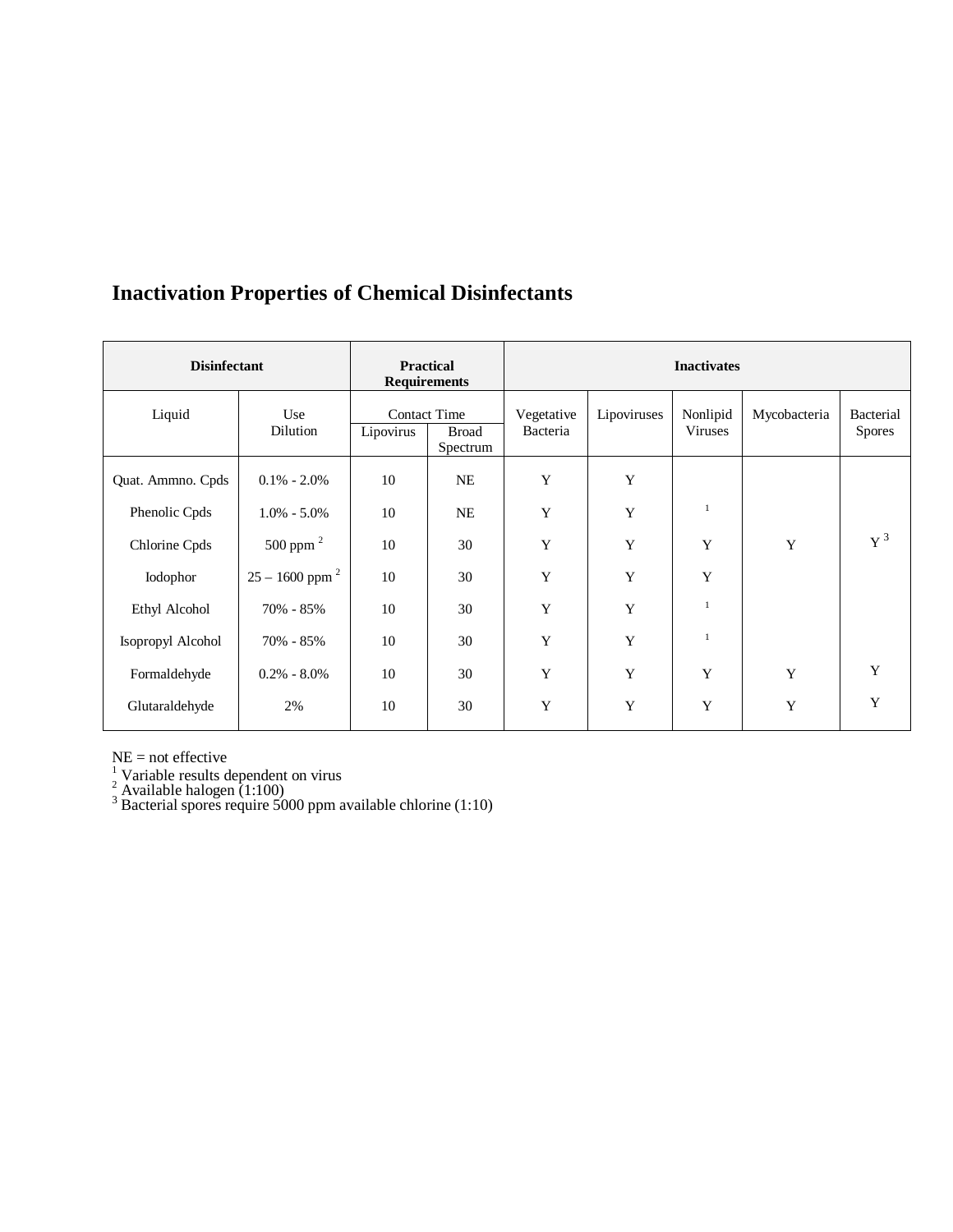## Inactivation Properties of Chemical Disinfectants

| Disinfectant | | Practical Requirements | | Inactivates | | | | |
|---|---|---|---|---|---|---|---|---|
| Liquid | Use Dilution | Contact Time | | Vegetative Bacteria | Lipoviruses | Nonlipid Viruses | Mycobacteria | Bacterial Spores |
| | | Lipovirus | Broad Spectrum | | | | | |
| Quat. Ammno. Cpds | 0.1% - 2.0% | 10 | NE | Y | Y | | | |
| Phenolic Cpds | 1.0% - 5.0% | 10 | NE | Y | Y | [1] | | |
| Chlorine Cpds | 500 ppm [2] | 10 | 30 | Y | Y | Y | Y | Y [3] |
| Iodophor | 25 – 1600 ppm [2] | 10 | 30 | Y | Y | Y | | |
| Ethyl Alcohol | 70% - 85% | 10 | 30 | Y | Y | [1] | | |
| Isopropyl Alcohol | 70% - 85% | 10 | 30 | Y | Y | [1] | | |
| Formaldehyde | 0.2% - 8.0% | 10 | 30 | Y | Y | Y | Y | Y |
| Glutaraldehyde | 2% | 10 | 30 | Y | Y | Y | Y | Y |

NE = not effective
[1] Variable results dependent on virus
[2] Available halogen (1:100)
[3] Bacterial spores require 5000 ppm available chlorine (1:10)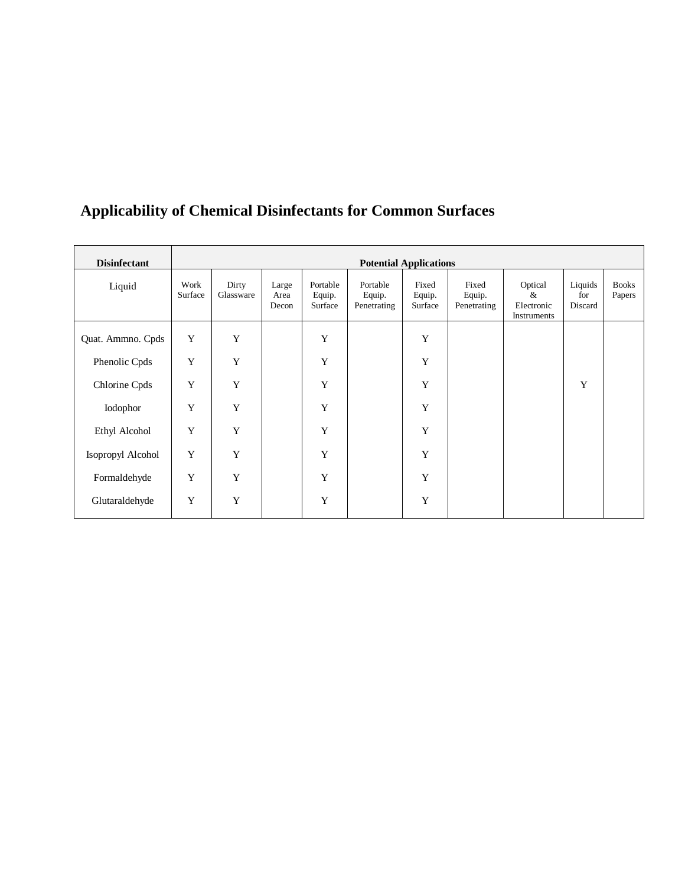## Applicability of Chemical Disinfectants for Common Surfaces

| **Disinfectant** | **Potential Applications** | | | | | | | | | |
|---|---|---|---|---|---|---|---|---|---|---|
| Liquid | Work Surface | Dirty Glassware | Large Area Decon | Portable Equip. Surface | Portable Equip. Penetrating | Fixed Equip. Surface | Fixed Equip. Penetrating | Optical & Electronic Instruments | Liquids for Discard | Books Papers |
| Quat. Ammno. Cpds | Y | Y | | Y | | Y | | | | |
| Phenolic Cpds | Y | Y | | Y | | Y | | | | |
| Chlorine Cpds | Y | Y | | Y | | Y | | | Y | |
| Iodophor | Y | Y | | Y | | Y | | | | |
| Ethyl Alcohol | Y | Y | | Y | | Y | | | | |
| Isopropyl Alcohol | Y | Y | | Y | | Y | | | | |
| Formaldehyde | Y | Y | | Y | | Y | | | | |
| Glutaraldehyde | Y | Y | | Y | | Y | | | | |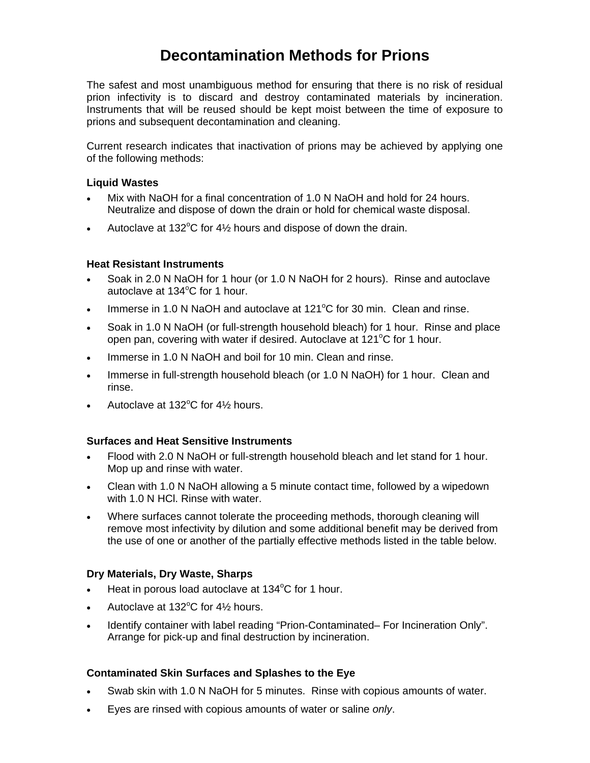# Decontamination Methods for Prions

The safest and most unambiguous method for ensuring that there is no risk of residual prion infectivity is to discard and destroy contaminated materials by incineration. Instruments that will be reused should be kept moist between the time of exposure to prions and subsequent decontamination and cleaning.

Current research indicates that inactivation of prions may be achieved by applying one of the following methods:

### Liquid Wastes

- Mix with NaOH for a final concentration of 1.0 N NaOH and hold for 24 hours. Neutralize and dispose of down the drain or hold for chemical waste disposal.
- Autoclave at 132$^{o}$C for 4½ hours and dispose of down the drain.

### Heat Resistant Instruments

- Soak in 2.0 N NaOH for 1 hour (or 1.0 N NaOH for 2 hours). Rinse and autoclave autoclave at 134$^{o}$C for 1 hour.
- Immerse in 1.0 N NaOH and autoclave at 121$^{o}$C for 30 min. Clean and rinse.
- Soak in 1.0 N NaOH (or full-strength household bleach) for 1 hour. Rinse and place open pan, covering with water if desired. Autoclave at 121$^{o}$C for 1 hour.
- Immerse in 1.0 N NaOH and boil for 10 min. Clean and rinse.
- Immerse in full-strength household bleach (or 1.0 N NaOH) for 1 hour. Clean and rinse.
- Autoclave at 132$^{o}$C for 4½ hours.

### Surfaces and Heat Sensitive Instruments

- Flood with 2.0 N NaOH or full-strength household bleach and let stand for 1 hour. Mop up and rinse with water.
- Clean with 1.0 N NaOH allowing a 5 minute contact time, followed by a wipedown with 1.0 N HCl. Rinse with water.
- Where surfaces cannot tolerate the proceeding methods, thorough cleaning will remove most infectivity by dilution and some additional benefit may be derived from the use of one or another of the partially effective methods listed in the table below.

### Dry Materials, Dry Waste, Sharps

- Heat in porous load autoclave at 134$^{o}$C for 1 hour.
- Autoclave at 132$^{o}$C for 4½ hours.
- Identify container with label reading "Prion-Contaminated– For Incineration Only". Arrange for pick-up and final destruction by incineration.

### Contaminated Skin Surfaces and Splashes to the Eye

- Swab skin with 1.0 N NaOH for 5 minutes. Rinse with copious amounts of water.
- Eyes are rinsed with copious amounts of water or saline *only*.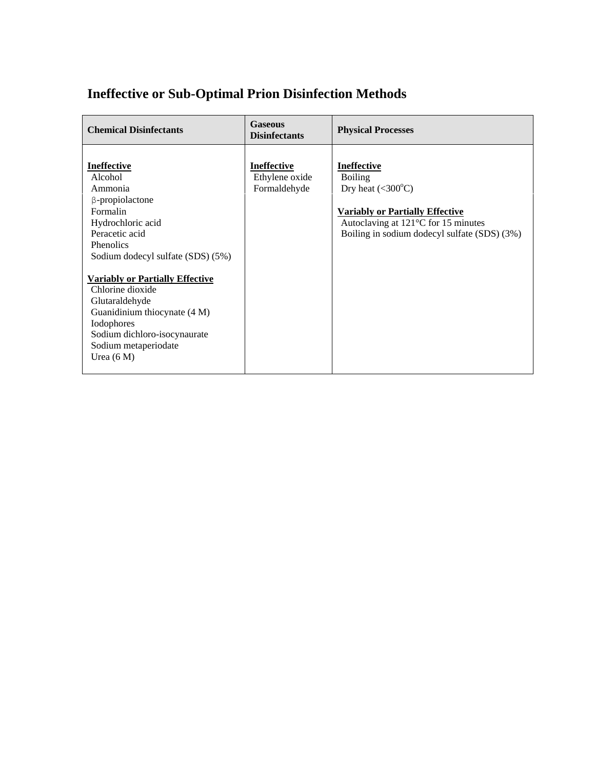# Ineffective or Sub-Optimal Prion Disinfection Methods

| Chemical Disinfectants | Gaseous Disinfectants | Physical Processes |
|---|---|---|
| **Ineffective**<br>Alcohol<br>Ammonia<br>β-propiolactone<br>Formalin<br>Hydrochloric acid<br>Peracetic acid<br>Phenolics<br>Sodium dodecyl sulfate (SDS) (5%)<br><br>**Variably or Partially Effective**<br>Chlorine dioxide<br>Glutaraldehyde<br>Guanidinium thiocynate (4 M)<br>Iodophores<br>Sodium dichloro-isocynaurate<br>Sodium metaperiodate<br>Urea (6 M) | **Ineffective**<br>Ethylene oxide<br>Formaldehyde | **Ineffective**<br>Boiling<br>Dry heat (<300°C)<br><br>**Variably or Partially Effective**<br>Autoclaving at 121°C for 15 minutes<br>Boiling in sodium dodecyl sulfate (SDS) (3%) |